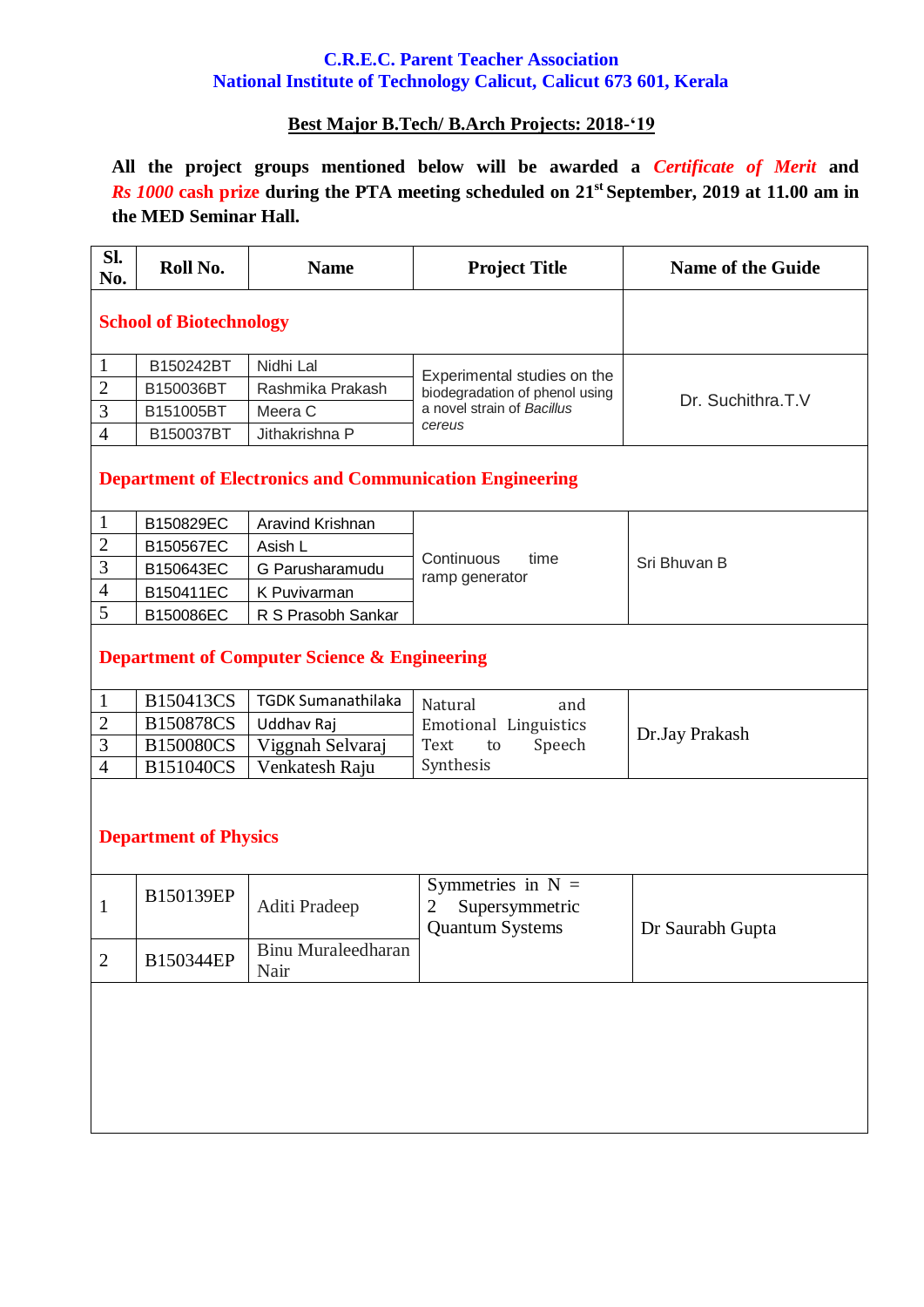**C.R.E.C. Parent Teacher Association**
**National Institute of Technology Calicut, Calicut 673 601, Kerala**

**Best Major B.Tech/ B.Arch Projects: 2018-'19**

**All the project groups mentioned below will be awarded a *Certificate of Merit* and *Rs 1000* cash prize during the PTA meeting scheduled on 21st September, 2019 at 11.00 am in the MED Seminar Hall.**

| Sl. No. | Roll No. | Name | Project Title | Name of the Guide |
|---|---|---|---|---|
| **School of Biotechnology** | | | | |
| 1 | B150242BT | Nidhi Lal | Experimental studies on the biodegradation of phenol using a novel strain of *Bacillus cereus* | Dr. Suchithra.T.V |
| 2 | B150036BT | Rashmika Prakash | | |
| 3 | B151005BT | Meera C | | |
| 4 | B150037BT | Jithakrishna P | | |
| **Department of Electronics and Communication Engineering** | | | | |
| 1 | B150829EC | Aravind Krishnan | Continuous time ramp generator | Sri Bhuvan B |
| 2 | B150567EC | Asish L | | |
| 3 | B150643EC | G Parusharamudu | | |
| 4 | B150411EC | K Puvivarman | | |
| 5 | B150086EC | R S Prasobh Sankar | | |
| **Department of Computer Science & Engineering** | | | | |
| 1 | B150413CS | TGDK Sumanathilaka | Natural and Emotional Linguistics Text to Speech Synthesis | Dr.Jay Prakash |
| 2 | B150878CS | Uddhav Raj | | |
| 3 | B150080CS | Viggnah Selvaraj | | |
| 4 | B151040CS | Venkatesh Raju | | |
| **Department of Physics** | | | | |
| 1 | B150139EP | Aditi Pradeep | Symmetries in N = 2 Supersymmetric Quantum Systems | Dr Saurabh Gupta |
| 2 | B150344EP | Binu Muraleedharan Nair | | |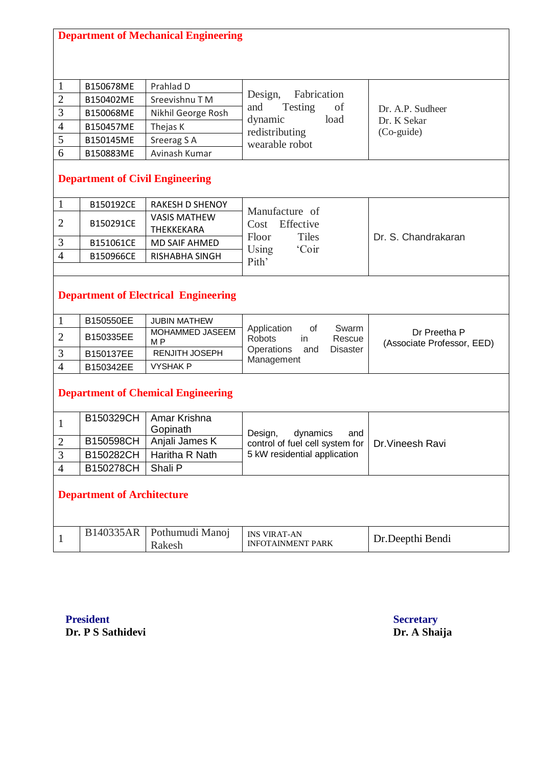## Department of Mechanical Engineering

| | | | | |
|---|---|---|---|---|
| 1 | B150678ME | Prahlad D | Design, Fabrication and Testing of dynamic load redistributing wearable robot | Dr. A.P. Sudheer<br>Dr. K Sekar<br>(Co-guide) |
| 2 | B150402ME | Sreevishnu T M | | |
| 3 | B150068ME | Nikhil George Rosh | | |
| 4 | B150457ME | Thejas K | | |
| 5 | B150145ME | Sreerag S A | | |
| 6 | B150883ME | Avinash Kumar | | |

## Department of Civil Engineering

| | | | | |
|---|---|---|---|---|
| 1 | B150192CE | RAKESH D SHENOY | Manufacture of Cost Effective Floor Tiles Using 'Coir Pith' | Dr. S. Chandrakaran |
| 2 | B150291CE | VASIS MATHEW THEKKEKARA | | |
| 3 | B151061CE | MD SAIF AHMED | | |
| 4 | B150966CE | RISHABHA SINGH | | |

## Department of Electrical Engineering

| | | | | |
|---|---|---|---|---|
| 1 | B150550EE | JUBIN MATHEW | Application of Swarm Robots in Rescue Operations and Disaster Management | Dr Preetha P<br>(Associate Professor, EED) |
| 2 | B150335EE | MOHAMMED JASEEM M P | | |
| 3 | B150137EE | RENJITH JOSEPH | | |
| 4 | B150342EE | VYSHAK P | | |

## Department of Chemical Engineering

| | | | | |
|---|---|---|---|---|
| 1 | B150329CH | Amar Krishna Gopinath | Design, dynamics and control of fuel cell system for 5 kW residential application | Dr.Vineesh Ravi |
| 2 | B150598CH | Anjali James K | | |
| 3 | B150282CH | Haritha R Nath | | |
| 4 | B150278CH | Shali P | | |

## Department of Architecture

| | | | | |
|---|---|---|---|---|
| 1 | B140335AR | Pothumudi Manoj Rakesh | INS VIRAT-AN INFOTAINMENT PARK | Dr.Deepthi Bendi |

**President**
**Dr. P S Sathidevi**

**Secretary**
**Dr. A Shaija**